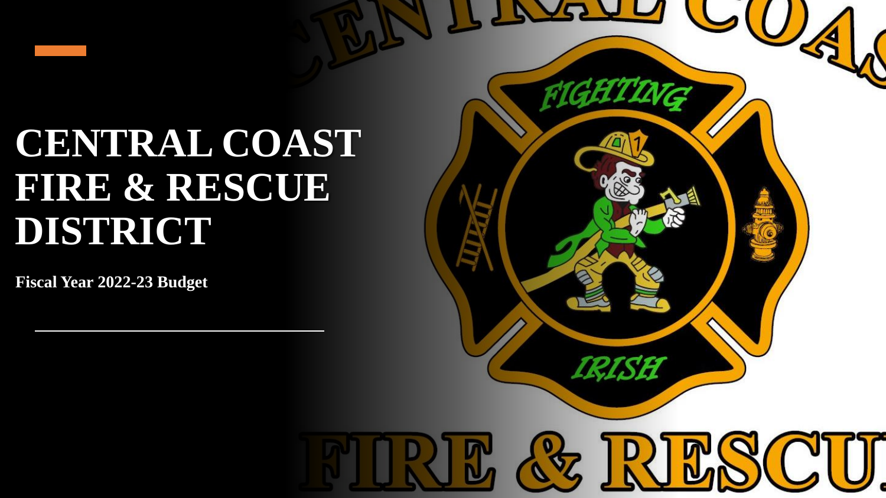# CENTRAL COAST FIRE & RESCUE DISTRICT

**Fiscal Year 2022-23 Budget**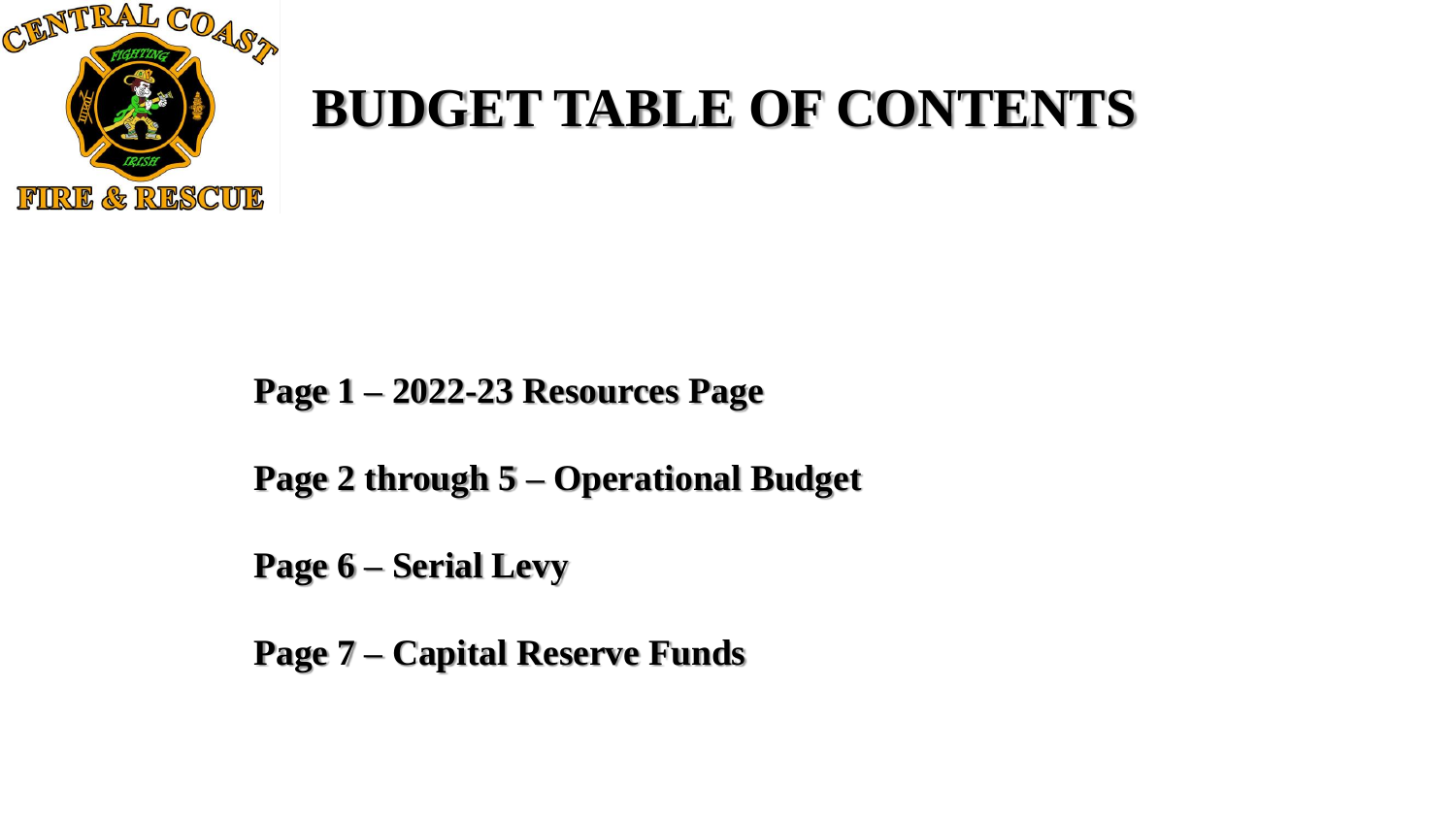# BUDGET TABLE OF CONTENTS

**Page 1 – 2022-23 Resources Page**

**Page 2 through 5 – Operational Budget**

**Page 6 – Serial Levy**

**Page 7 – Capital Reserve Funds**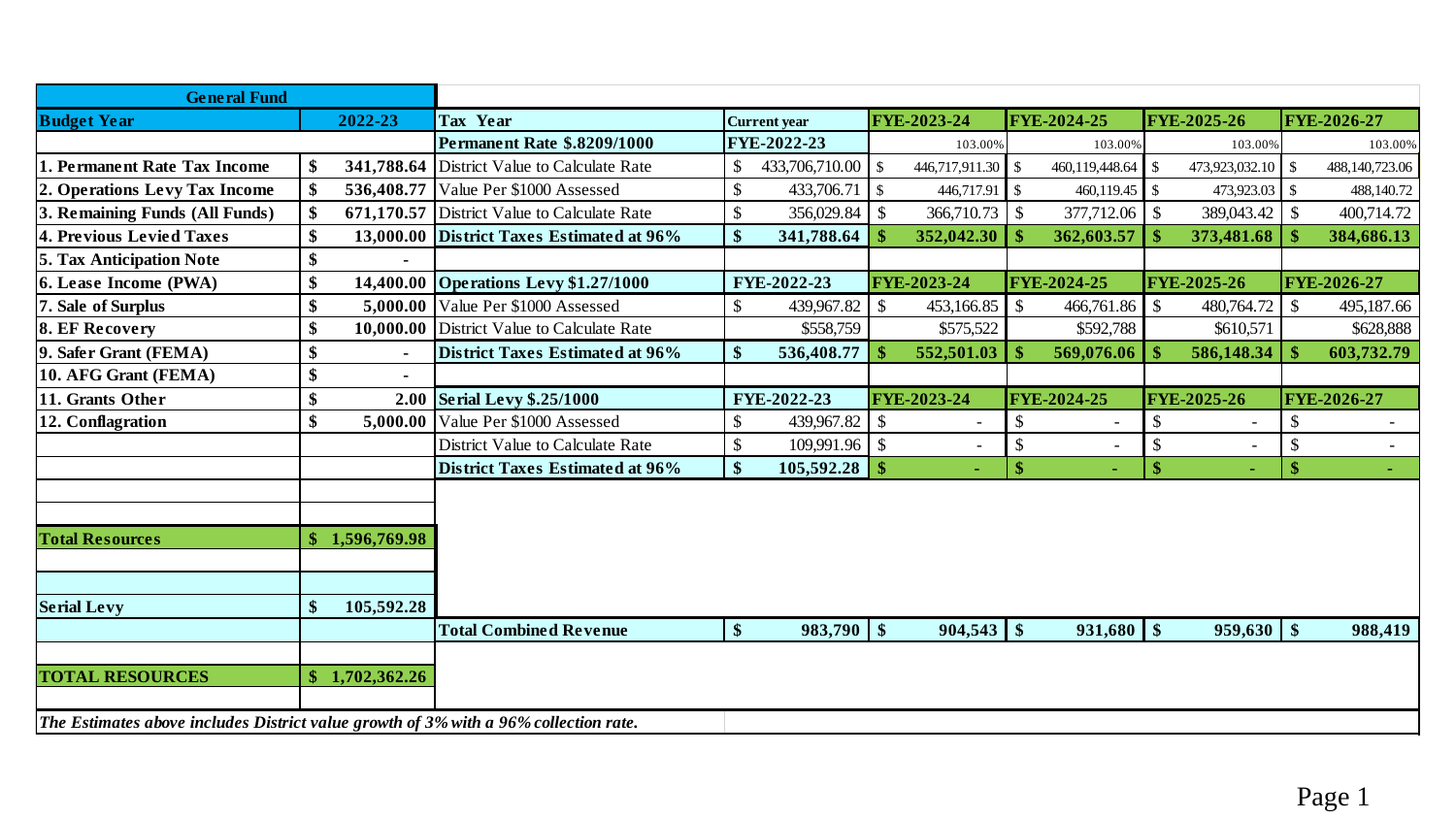| General Fund | | Tax Year | Current year | FYE-2023-24 | FYE-2024-25 | FYE-2025-26 | FYE-2026-27 |
|---|---|---|---|---|---|---|---|
| **Budget Year** | **2022-23** | | | | | | |
| | | **Permanent Rate $.8209/1000** | **FYE-2022-23** | 103.00% | 103.00% | 103.00% | 103.00% |
| **1. Permanent Rate Tax Income** | $ 341,788.64 | District Value to Calculate Rate | $ 433,706,710.00 | $ 446,717,911.30 | $ 460,119,448.64 | $ 473,923,032.10 | $ 488,140,723.06 |
| **2. Operations Levy Tax Income** | $ 536,408.77 | Value Per $1000 Assessed | $ 433,706.71 | $ 446,717.91 | $ 460,119.45 | $ 473,923.03 | $ 488,140.72 |
| **3. Remaining Funds (All Funds)** | $ 671,170.57 | District Value to Calculate Rate | $ 356,029.84 | $ 366,710.73 | $ 377,712.06 | $ 389,043.42 | $ 400,714.72 |
| **4. Previous Levied Taxes** | $ 13,000.00 | **District Taxes Estimated at 96%** | **$ 341,788.64** | **$ 352,042.30** | **$ 362,603.57** | **$ 373,481.68** | **$ 384,686.13** |
| **5. Tax Anticipation Note** | $ - | | | | | | |
| **6. Lease Income (PWA)** | $ 14,400.00 | **Operations Levy $1.27/1000** | **FYE-2022-23** | **FYE-2023-24** | **FYE-2024-25** | **FYE-2025-26** | **FYE-2026-27** |
| **7. Sale of Surplus** | $ 5,000.00 | Value Per $1000 Assessed | $ 439,967.82 | $ 453,166.85 | $ 466,761.86 | $ 480,764.72 | $ 495,187.66 |
| **8. EF Recovery** | $ 10,000.00 | District Value to Calculate Rate | $558,759 | $575,522 | $592,788 | $610,571 | $628,888 |
| **9. Safer Grant (FEMA)** | $ - | **District Taxes Estimated at 96%** | **$ 536,408.77** | **$ 552,501.03** | **$ 569,076.06** | **$ 586,148.34** | **$ 603,732.79** |
| **10. AFG Grant (FEMA)** | $ - | | | | | | |
| **11. Grants Other** | $ 2.00 | **Serial Levy $.25/1000** | **FYE-2022-23** | **FYE-2023-24** | **FYE-2024-25** | **FYE-2025-26** | **FYE-2026-27** |
| **12. Conflagration** | $ 5,000.00 | Value Per $1000 Assessed | $ 439,967.82 | $ - | $ - | $ - | $ - |
| | | District Value to Calculate Rate | $ 109,991.96 | $ - | $ - | $ - | $ - |
| | | **District Taxes Estimated at 96%** | **$ 105,592.28** | **$ -** | **$ -** | **$ -** | **$ -** |
| **Total Resources** | **$ 1,596,769.98** | | | | | | |
| **Serial Levy** | **$ 105,592.28** | | | | | | |
| | | **Total Combined Revenue** | **$ 983,790** | **$ 904,543** | **$ 931,680** | **$ 959,630** | **$ 988,419** |
| **TOTAL RESOURCES** | **$ 1,702,362.26** | | | | | | |

***The Estimates above includes District value growth of 3% with a 96% collection rate.***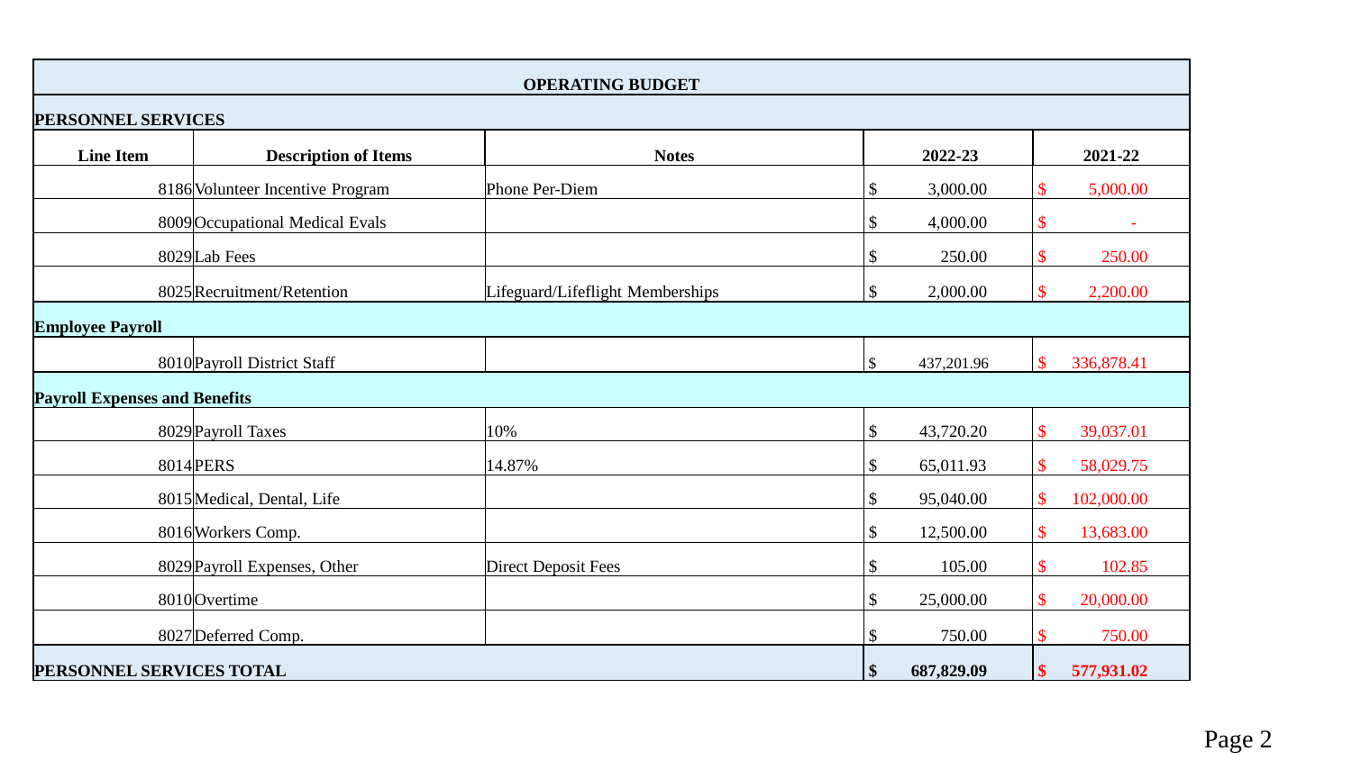| OPERATING BUDGET | | | | |
|---|---|---|---|---|
| **PERSONNEL SERVICES** | | | | |
| **Line Item** | **Description of Items** | **Notes** | **2022-23** | **2021-22** |
| 8186 | Volunteer Incentive Program | Phone Per-Diem | $ 3,000.00 | $ 5,000.00 |
| 8009 | Occupational Medical Evals | | $ 4,000.00 | $ - |
| 8029 | Lab Fees | | $ 250.00 | $ 250.00 |
| 8025 | Recruitment/Retention | Lifeguard/Lifeflight Memberships | $ 2,000.00 | $ 2,200.00 |
| **Employee Payroll** | | | | |
| 8010 | Payroll District Staff | | $ 437,201.96 | $ 336,878.41 |
| **Payroll Expenses and Benefits** | | | | |
| 8029 | Payroll Taxes | 10% | $ 43,720.20 | $ 39,037.01 |
| 8014 | PERS | 14.87% | $ 65,011.93 | $ 58,029.75 |
| 8015 | Medical, Dental, Life | | $ 95,040.00 | $ 102,000.00 |
| 8016 | Workers Comp. | | $ 12,500.00 | $ 13,683.00 |
| 8029 | Payroll Expenses, Other | Direct Deposit Fees | $ 105.00 | $ 102.85 |
| 8010 | Overtime | | $ 25,000.00 | $ 20,000.00 |
| 8027 | Deferred Comp. | | $ 750.00 | $ 750.00 |
| **PERSONNEL SERVICES TOTAL** | | | **$ 687,829.09** | **$ 577,931.02** |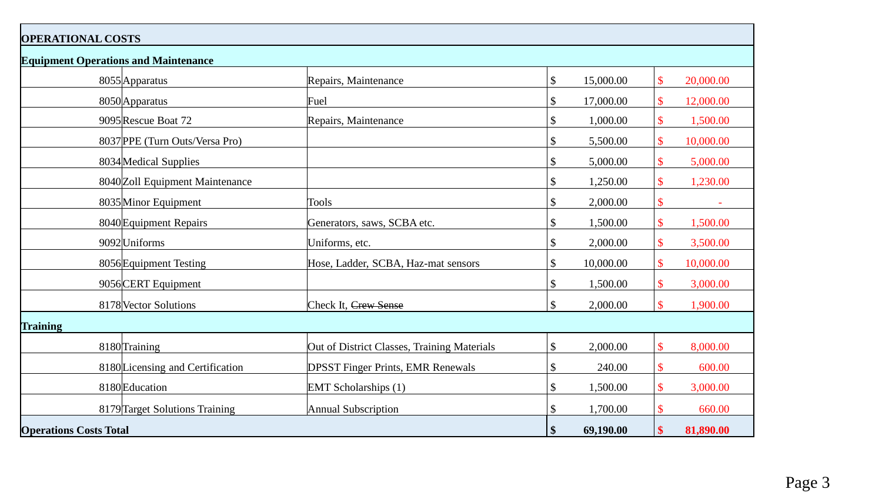| OPERATIONAL COSTS | | | | |
|---|---|---|---|---|
| **Equipment Operations and Maintenance** | | | | |
| 8055 | Apparatus | Repairs, Maintenance | $ 15,000.00 | $ 20,000.00 |
| 8050 | Apparatus | Fuel | $ 17,000.00 | $ 12,000.00 |
| 9095 | Rescue Boat 72 | Repairs, Maintenance | $ 1,000.00 | $ 1,500.00 |
| 8037 | PPE (Turn Outs/Versa Pro) | | $ 5,500.00 | $ 10,000.00 |
| 8034 | Medical Supplies | | $ 5,000.00 | $ 5,000.00 |
| 8040 | Zoll Equipment Maintenance | | $ 1,250.00 | $ 1,230.00 |
| 8035 | Minor Equipment | Tools | $ 2,000.00 | $ - |
| 8040 | Equipment Repairs | Generators, saws, SCBA etc. | $ 1,500.00 | $ 1,500.00 |
| 9092 | Uniforms | Uniforms, etc. | $ 2,000.00 | $ 3,500.00 |
| 8056 | Equipment Testing | Hose, Ladder, SCBA, Haz-mat sensors | $ 10,000.00 | $ 10,000.00 |
| 9056 | CERT Equipment | | $ 1,500.00 | $ 3,000.00 |
| 8178 | Vector Solutions | Check It, ~~Crew Sense~~ | $ 2,000.00 | $ 1,900.00 |
| **Training** | | | | |
| 8180 | Training | Out of District Classes, Training Materials | $ 2,000.00 | $ 8,000.00 |
| 8180 | Licensing and Certification | DPSST Finger Prints, EMR Renewals | $ 240.00 | $ 600.00 |
| 8180 | Education | EMT Scholarships (1) | $ 1,500.00 | $ 3,000.00 |
| 8179 | Target Solutions Training | Annual Subscription | $ 1,700.00 | $ 660.00 |
| **Operations Costs Total** | | | **$ 69,190.00** | **$ 81,890.00** |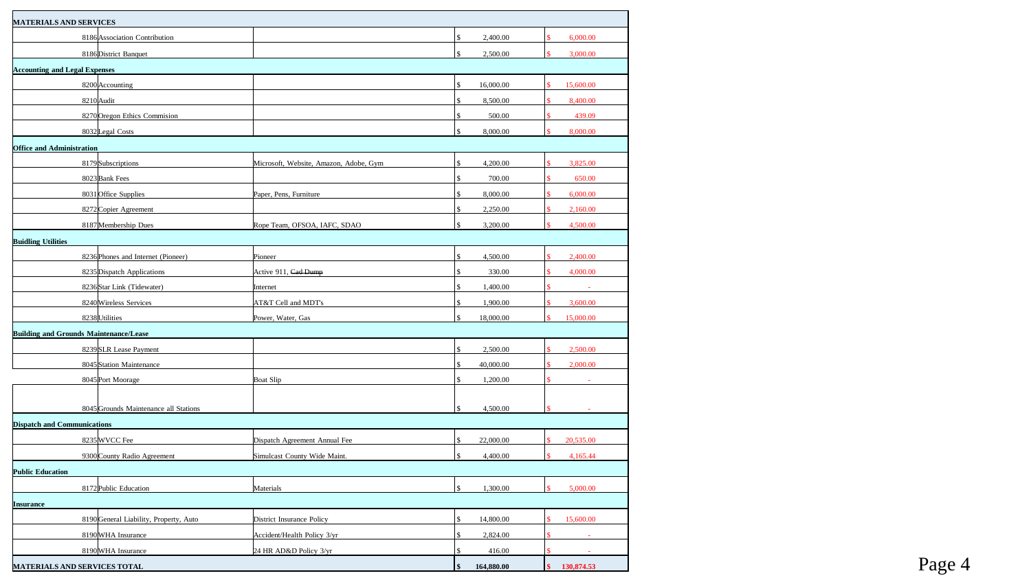| MATERIALS AND SERVICES | | | | |
|---|---|---|---|---|
| 8186 | Association Contribution | | $ 2,400.00 | $ 6,000.00 |
| 8186 | District Banquet | | $ 2,500.00 | $ 3,000.00 |
| **Accounting and Legal Expenses** | | | | |
| 8200 | Accounting | | $ 16,000.00 | $ 15,600.00 |
| 8210 | Audit | | $ 8,500.00 | $ 8,400.00 |
| 8270 | Oregon Ethics Commision | | $ 500.00 | $ 439.09 |
| 8032 | Legal Costs | | $ 8,000.00 | $ 8,000.00 |
| **Office and Administration** | | | | |
| 8179 | Subscriptions | Microsoft, Website, Amazon, Adobe, Gym | $ 4,200.00 | $ 3,825.00 |
| 8023 | Bank Fees | | $ 700.00 | $ 650.00 |
| 8031 | Office Supplies | Paper, Pens, Furniture | $ 8,000.00 | $ 6,000.00 |
| 8272 | Copier Agreement | | $ 2,250.00 | $ 2,160.00 |
| 8187 | Membership Dues | Rope Team, OFSOA, IAFC, SDAO | $ 3,200.00 | $ 4,500.00 |
| **Buidling Utilities** | | | | |
| 8236 | Phones and Internet (Pioneer) | Pioneer | $ 4,500.00 | $ 2,400.00 |
| 8235 | Dispatch Applications | Active 911, ~~Cad Dump~~ | $ 330.00 | $ 4,000.00 |
| 8236 | Star Link (Tidewater) | Internet | $ 1,400.00 | $ - |
| 8240 | Wireless Services | AT&T Cell and MDT's | $ 1,900.00 | $ 3,600.00 |
| 8238 | Utilities | Power, Water, Gas | $ 18,000.00 | $ 15,000.00 |
| **Building and Grounds Maintenance/Lease** | | | | |
| 8239 | SLR Lease Payment | | $ 2,500.00 | $ 2,500.00 |
| 8045 | Station Maintenance | | $ 40,000.00 | $ 2,000.00 |
| 8045 | Port Moorage | Boat Slip | $ 1,200.00 | $ - |
| 8045 | Grounds Maintenance all Stations | | $ 4,500.00 | $ - |
| **Dispatch and Communications** | | | | |
| 8235 | WVCC Fee | Dispatch Agreement Annual Fee | $ 22,000.00 | $ 20,535.00 |
| 9300 | County Radio Agreement | Simulcast County Wide Maint. | $ 4,400.00 | $ 4,165.44 |
| **Public Education** | | | | |
| 8172 | Public Education | Materials | $ 1,300.00 | $ 5,000.00 |
| **Insurance** | | | | |
| 8190 | General Liability, Property, Auto | District Insurance Policy | $ 14,800.00 | $ 15,600.00 |
| 8190 | WHA Insurance | Accident/Health Policy 3/yr | $ 2,824.00 | $ - |
| 8190 | WHA Insurance | 24 HR AD&D Policy 3/yr | $ 416.00 | $ - |
| **MATERIALS AND SERVICES TOTAL** | | | **$ 164,880.00** | **$ 130,874.53** |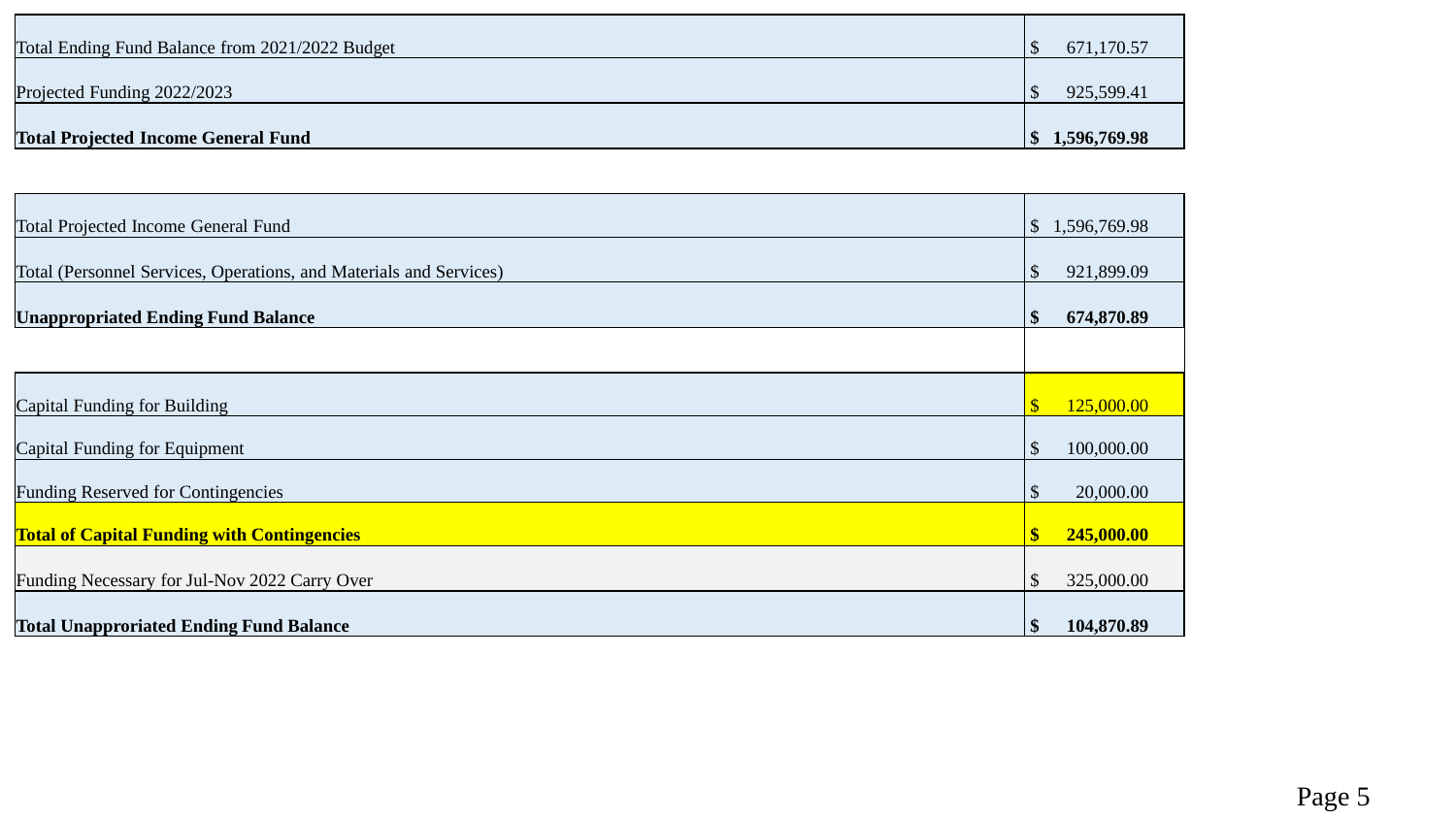| | |
|---|---|
| Total Ending Fund Balance from 2021/2022 Budget | $ 671,170.57 |
| Projected Funding 2022/2023 | $ 925,599.41 |
| **Total Projected Income General Fund** | **$ 1,596,769.98** |

| | |
|---|---|
| Total Projected Income General Fund | $ 1,596,769.98 |
| Total (Personnel Services, Operations, and Materials and Services) | $ 921,899.09 |
| **Unappropriated Ending Fund Balance** | **$ 674,870.89** |
| | |
| Capital Funding for Building | $ 125,000.00 |
| Capital Funding for Equipment | $ 100,000.00 |
| Funding Reserved for Contingencies | $ 20,000.00 |
| **Total of Capital Funding with Contingencies** | **$ 245,000.00** |
| Funding Necessary for Jul-Nov 2022 Carry Over | $ 325,000.00 |
| **Total Unapproriated Ending Fund Balance** | **$ 104,870.89** |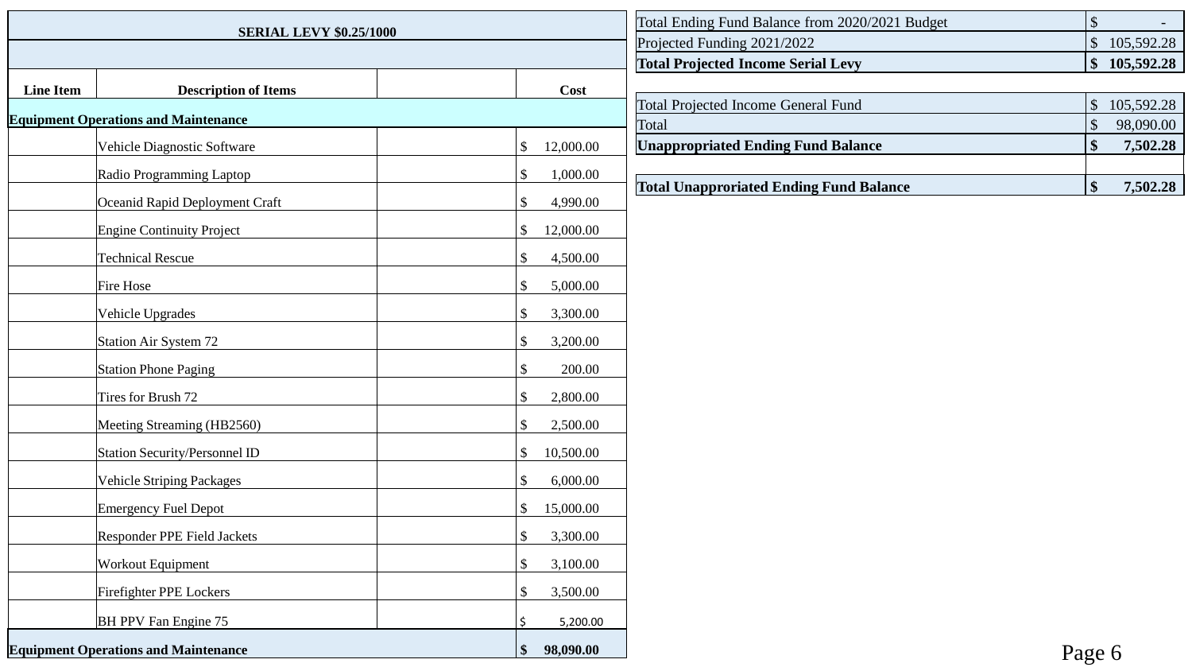| SERIAL LEVY $0.25/1000 | | | |
|---|---|---|---|
| **Line Item** | **Description of Items** | | **Cost** |
| **Equipment Operations and Maintenance** | | | |
| | Vehicle Diagnostic Software | | $ 12,000.00 |
| | Radio Programming Laptop | | $ 1,000.00 |
| | Oceanid Rapid Deployment Craft | | $ 4,990.00 |
| | Engine Continuity Project | | $ 12,000.00 |
| | Technical Rescue | | $ 4,500.00 |
| | Fire Hose | | $ 5,000.00 |
| | Vehicle Upgrades | | $ 3,300.00 |
| | Station Air System 72 | | $ 3,200.00 |
| | Station Phone Paging | | $ 200.00 |
| | Tires for Brush 72 | | $ 2,800.00 |
| | Meeting Streaming (HB2560) | | $ 2,500.00 |
| | Station Security/Personnel ID | | $ 10,500.00 |
| | Vehicle Striping Packages | | $ 6,000.00 |
| | Emergency Fuel Depot | | $ 15,000.00 |
| | Responder PPE Field Jackets | | $ 3,300.00 |
| | Workout Equipment | | $ 3,100.00 |
| | Firefighter PPE Lockers | | $ 3,500.00 |
| | BH PPV Fan Engine 75 | | $ 5,200.00 |
| **Equipment Operations and Maintenance** | | | **$ 98,090.00** |

| | |
|---|---|
| Total Ending Fund Balance from 2020/2021 Budget | $ - |
| Projected Funding 2021/2022 | $ 105,592.28 |
| **Total Projected Income Serial Levy** | **$ 105,592.28** |

| | |
|---|---|
| Total Projected Income General Fund | $ 105,592.28 |
| Total | $ 98,090.00 |
| **Unappropriated Ending Fund Balance** | **$ 7,502.28** |
| | |
| **Total Unapproriated Ending Fund Balance** | **$ 7,502.28** |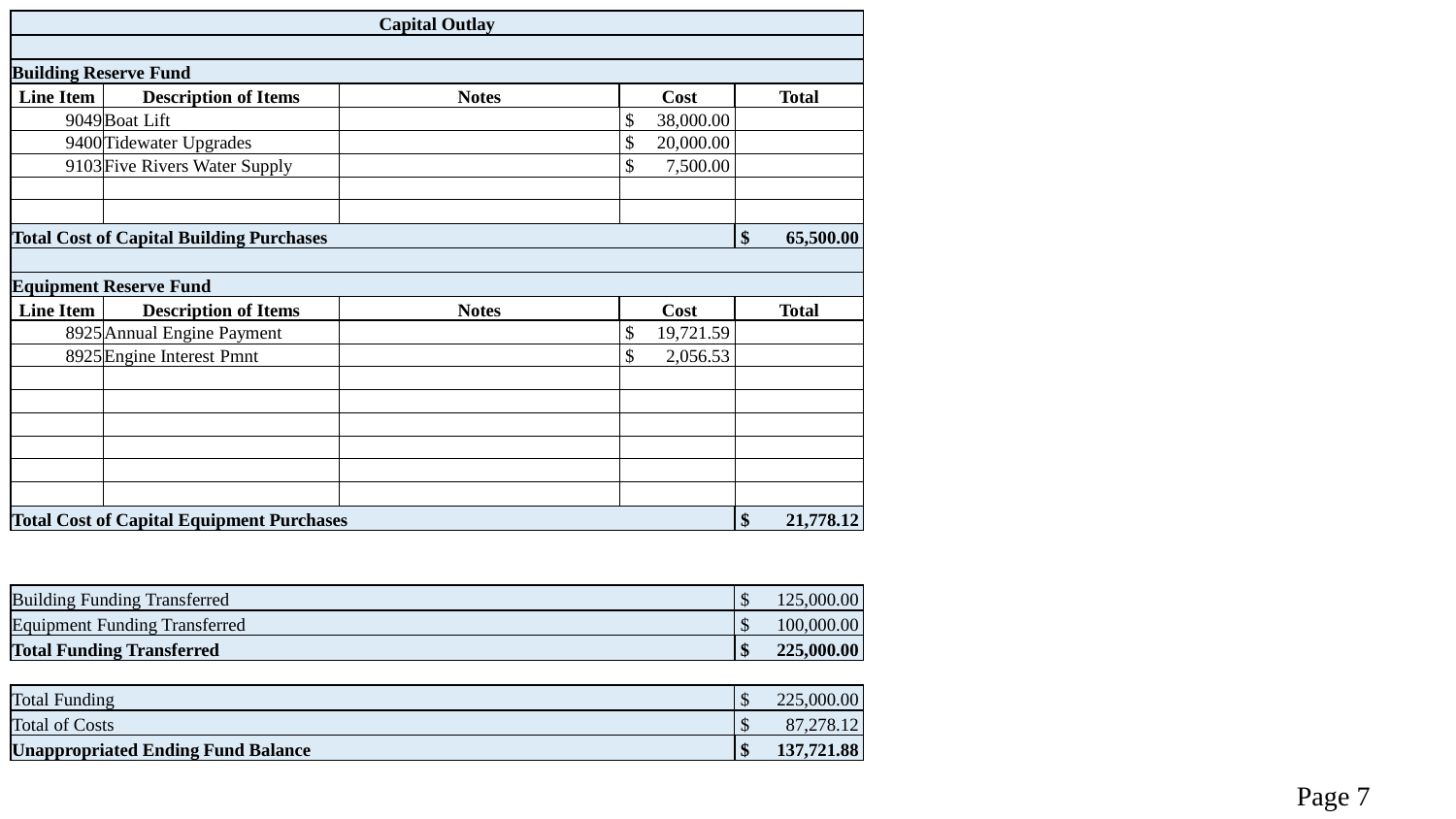# Capital Outlay

## Building Reserve Fund

| Line Item | Description of Items | Notes | Cost | Total |
|---|---|---|---|---|
| 9049 | Boat Lift | | $ 38,000.00 | |
| 9400 | Tidewater Upgrades | | $ 20,000.00 | |
| 9103 | Five Rivers Water Supply | | $ 7,500.00 | |
| | | | | |
| | | | | |
| **Total Cost of Capital Building Purchases** | | | | **$ 65,500.00** |

## Equipment Reserve Fund

| Line Item | Description of Items | Notes | Cost | Total |
|---|---|---|---|---|
| 8925 | Annual Engine Payment | | $ 19,721.59 | |
| 8925 | Engine Interest Pmnt | | $ 2,056.53 | |
| | | | | |
| | | | | |
| | | | | |
| | | | | |
| | | | | |
| | | | | |
| **Total Cost of Capital Equipment Purchases** | | | | **$ 21,778.12** |

| | |
|---|---|
| Building Funding Transferred | $ 125,000.00 |
| Equipment Funding Transferred | $ 100,000.00 |
| **Total Funding Transferred** | **$ 225,000.00** |

| | |
|---|---|
| Total Funding | $ 225,000.00 |
| Total of Costs | $ 87,278.12 |
| **Unappropriated Ending Fund Balance** | **$ 137,721.88** |